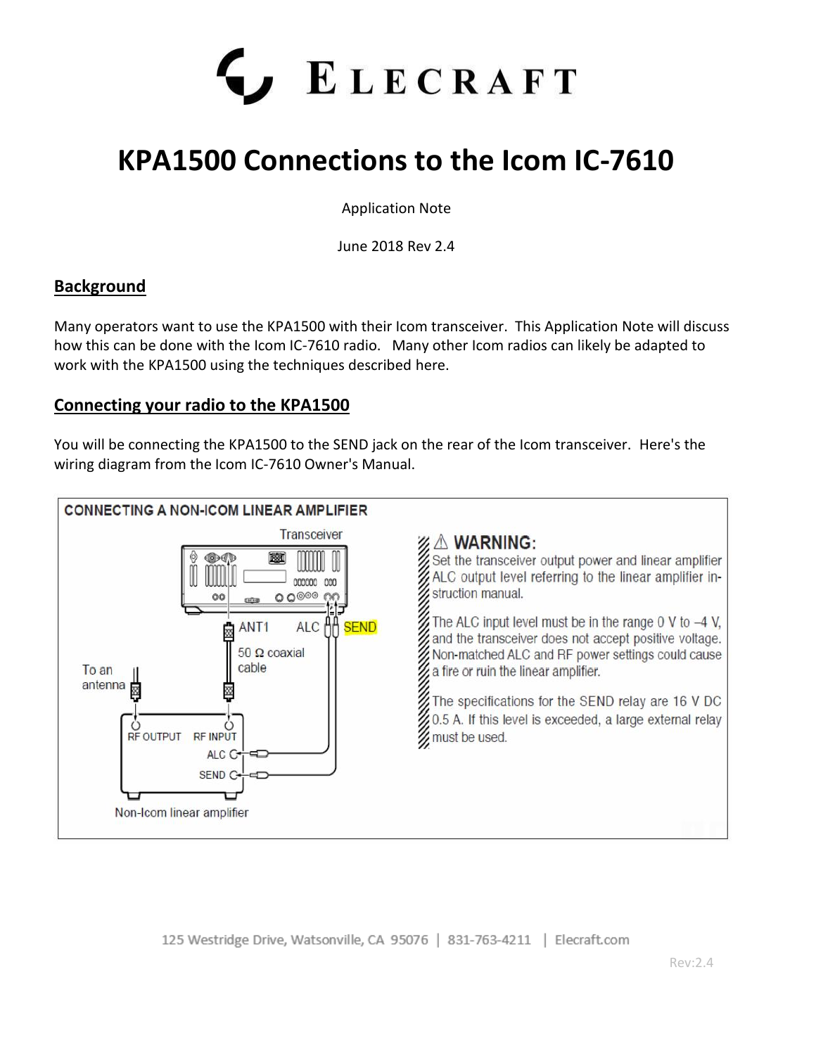# KPA1500 Connections to the Icom IC-7610

Application Note

June 2018 Rev 2.4

## Background

Many operators want to use the KPA1500 with their Icom transceiver. This Application Note will discuss how this can be done with the Icom IC-7610 radio. Many other Icom radios can likely be adapted to work with the KPA1500 using the techniques described here.

## Connecting your radio to the KPA1500

You will be connecting the KPA1500 to the SEND jack on the rear of the Icom transceiver. Here's the wiring diagram from the Icom IC-7610 Owner's Manual.

**CONNECTING A NON-ICOM LINEAR AMPLIFIER**

Transceiver

ANT1 ALC SEND

50 Ω coaxial cable

To an antenna

RF OUTPUT RF INPUT

ALC

SEND

Non-Icom linear amplifier

⚠ **WARNING:**
Set the transceiver output power and linear amplifier ALC output level referring to the linear amplifier instruction manual.

The ALC input level must be in the range 0 V to –4 V, and the transceiver does not accept positive voltage. Non-matched ALC and RF power settings could cause a fire or ruin the linear amplifier.

The specifications for the SEND relay are 16 V DC 0.5 A. If this level is exceeded, a large external relay must be used.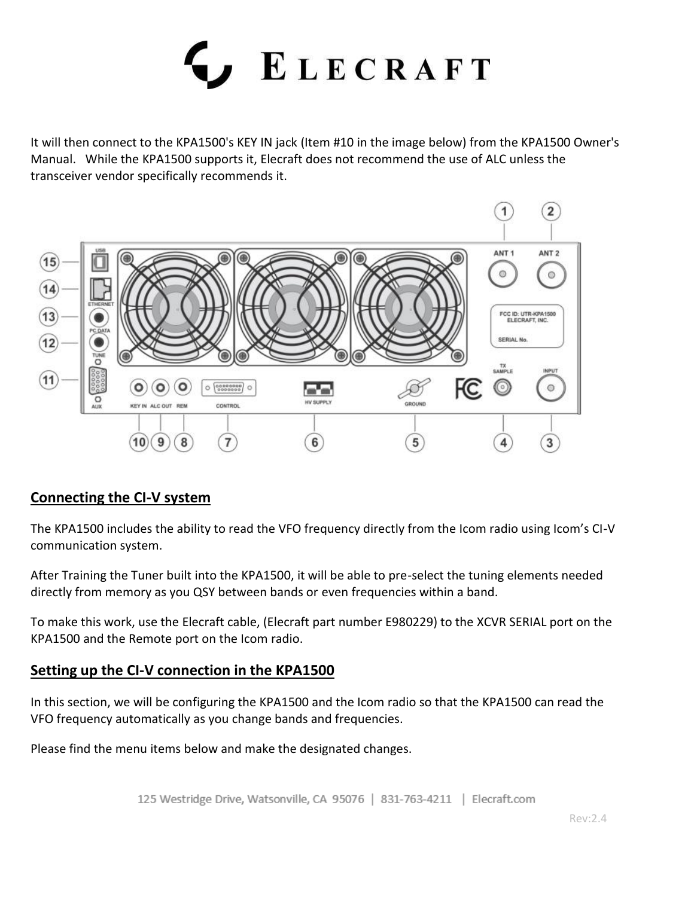It will then connect to the KPA1500's KEY IN jack (Item #10 in the image below) from the KPA1500 Owner's Manual. While the KPA1500 supports it, Elecraft does not recommend the use of ALC unless the transceiver vendor specifically recommends it.

## Connecting the CI-V system

The KPA1500 includes the ability to read the VFO frequency directly from the Icom radio using Icom's CI-V communication system.

After Training the Tuner built into the KPA1500, it will be able to pre-select the tuning elements needed directly from memory as you QSY between bands or even frequencies within a band.

To make this work, use the Elecraft cable, (Elecraft part number E980229) to the XCVR SERIAL port on the KPA1500 and the Remote port on the Icom radio.

## Setting up the CI-V connection in the KPA1500

In this section, we will be configuring the KPA1500 and the Icom radio so that the KPA1500 can read the VFO frequency automatically as you change bands and frequencies.

Please find the menu items below and make the designated changes.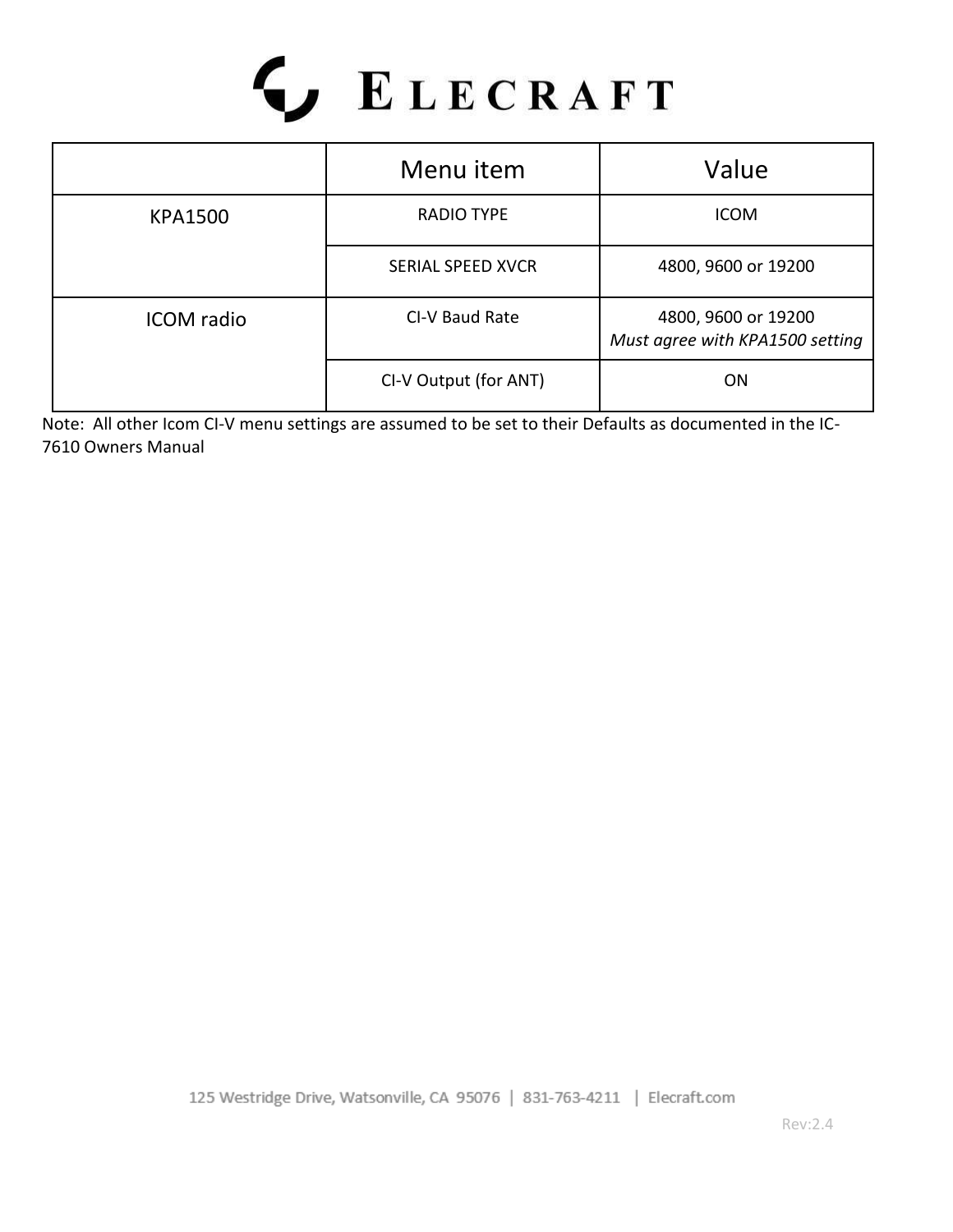|  | Menu item | Value |
| --- | --- | --- |
| KPA1500 | RADIO TYPE | ICOM |
|  | SERIAL SPEED XVCR | 4800, 9600 or 19200 |
| ICOM radio | CI-V Baud Rate | 4800, 9600 or 19200 *Must agree with KPA1500 setting* |
|  | CI-V Output (for ANT) | ON |

Note: All other Icom CI-V menu settings are assumed to be set to their Defaults as documented in the IC-7610 Owners Manual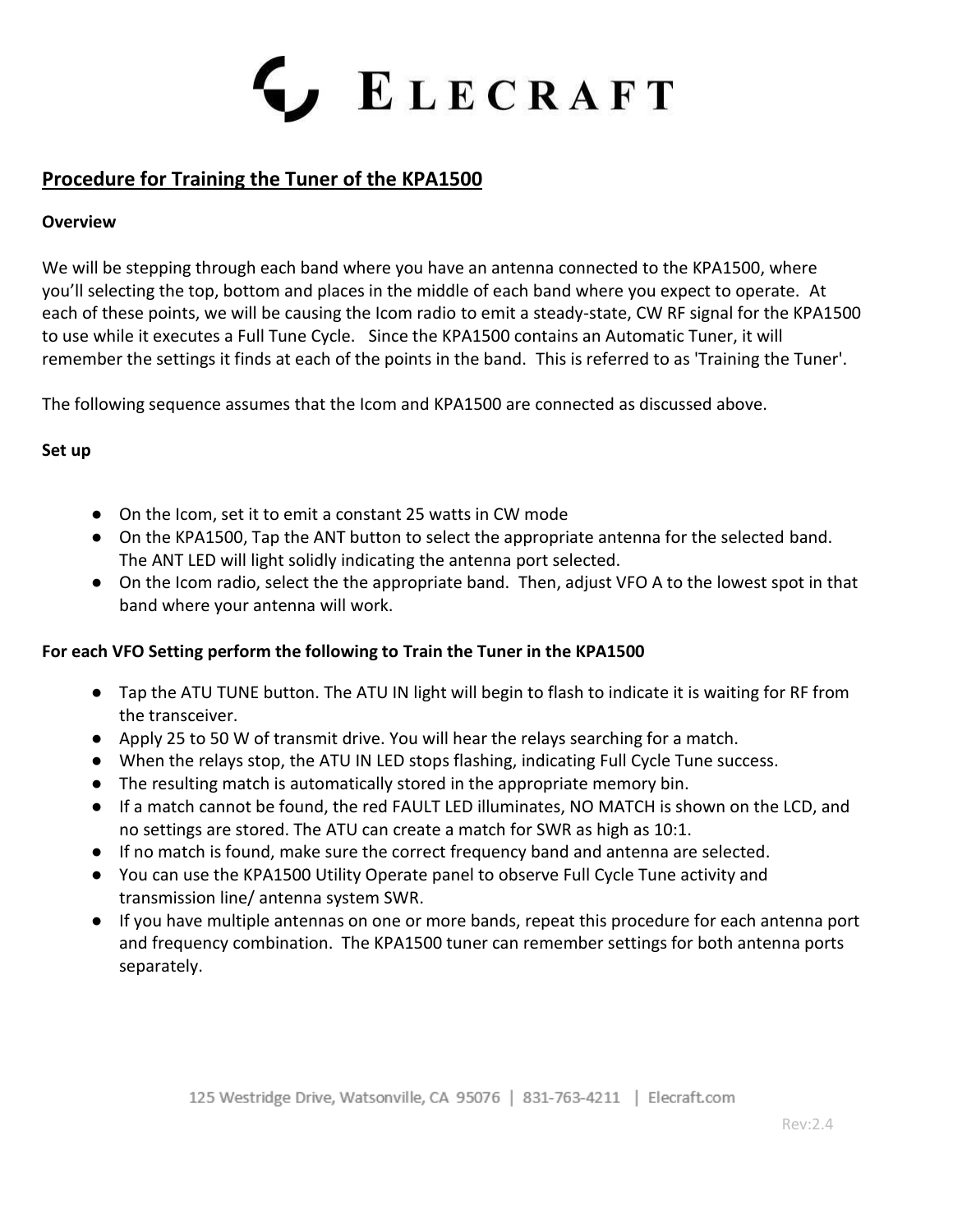## Procedure for Training the Tuner of the KPA1500

**Overview**

We will be stepping through each band where you have an antenna connected to the KPA1500, where you'll selecting the top, bottom and places in the middle of each band where you expect to operate. At each of these points, we will be causing the Icom radio to emit a steady-state, CW RF signal for the KPA1500 to use while it executes a Full Tune Cycle. Since the KPA1500 contains an Automatic Tuner, it will remember the settings it finds at each of the points in the band. This is referred to as 'Training the Tuner'.

The following sequence assumes that the Icom and KPA1500 are connected as discussed above.

**Set up**

- On the Icom, set it to emit a constant 25 watts in CW mode
- On the KPA1500, Tap the ANT button to select the appropriate antenna for the selected band. The ANT LED will light solidly indicating the antenna port selected.
- On the Icom radio, select the the appropriate band. Then, adjust VFO A to the lowest spot in that band where your antenna will work.

**For each VFO Setting perform the following to Train the Tuner in the KPA1500**

- Tap the ATU TUNE button. The ATU IN light will begin to flash to indicate it is waiting for RF from the transceiver.
- Apply 25 to 50 W of transmit drive. You will hear the relays searching for a match.
- When the relays stop, the ATU IN LED stops flashing, indicating Full Cycle Tune success.
- The resulting match is automatically stored in the appropriate memory bin.
- If a match cannot be found, the red FAULT LED illuminates, NO MATCH is shown on the LCD, and no settings are stored. The ATU can create a match for SWR as high as 10:1.
- If no match is found, make sure the correct frequency band and antenna are selected.
- You can use the KPA1500 Utility Operate panel to observe Full Cycle Tune activity and transmission line/ antenna system SWR.
- If you have multiple antennas on one or more bands, repeat this procedure for each antenna port and frequency combination. The KPA1500 tuner can remember settings for both antenna ports separately.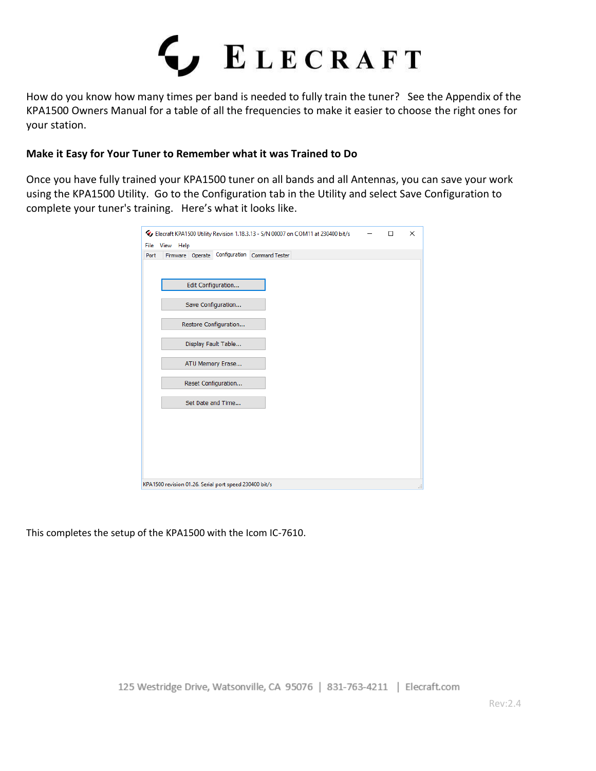How do you know how many times per band is needed to fully train the tuner? See the Appendix of the KPA1500 Owners Manual for a table of all the frequencies to make it easier to choose the right ones for your station.

**Make it Easy for Your Tuner to Remember what it was Trained to Do**

Once you have fully trained your KPA1500 tuner on all bands and all Antennas, you can save your work using the KPA1500 Utility. Go to the Configuration tab in the Utility and select Save Configuration to complete your tuner's training. Here's what it looks like.

Elecraft KPA1500 Utility Revision 1.18.3.13 - S/N 00007 on COM11 at 230400 bit/s

File View Help

Port Firmware Operate Configuration Command Tester

Edit Configuration...

Save Configuration...

Restore Configuration...

Display Fault Table...

ATU Memory Erase...

Reset Configuration...

Set Date and Time...

KPA1500 revision 01.26. Serial port speed 230400 bit/s

This completes the setup of the KPA1500 with the Icom IC-7610.

125 Westridge Drive, Watsonville, CA 95076 | 831-763-4211 | Elecraft.com

Rev:2.4